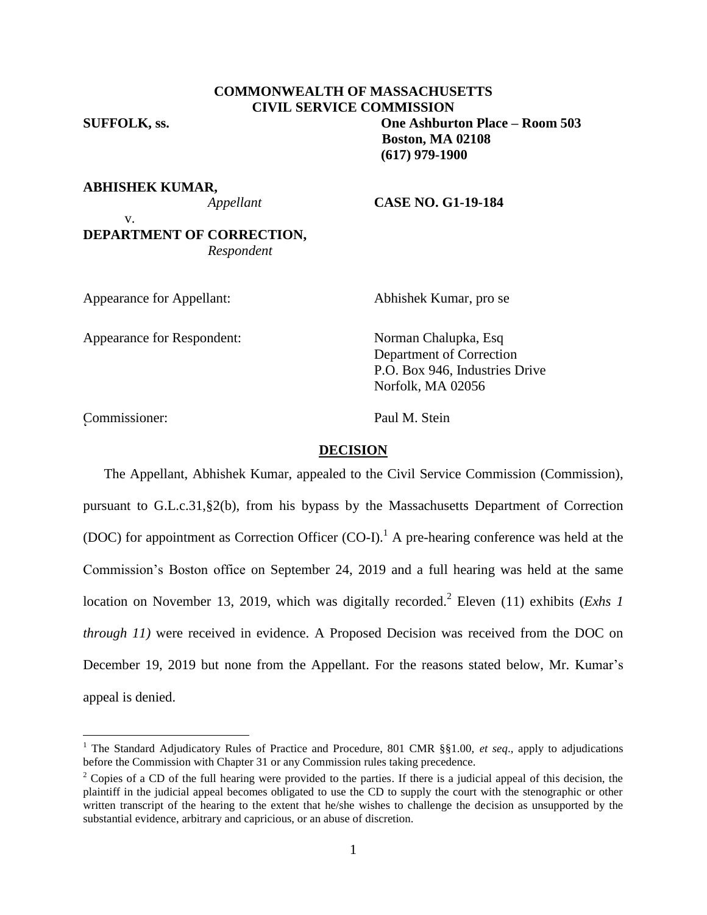**COMMONWEALTH OF MASSACHUSETTS**
**CIVIL SERVICE COMMISSION**

**SUFFOLK, ss.**

**One Ashburton Place – Room 503**
**Boston, MA 02108**
**(617) 979-1900**

**ABHISHEK KUMAR,**
*Appellant*

v.

**DEPARTMENT OF CORRECTION,**
*Respondent*

**CASE NO. G1-19-184**

Appearance for Appellant: Abhishek Kumar, pro se

Appearance for Respondent: Norman Chalupka, Esq
Department of Correction
P.O. Box 946, Industries Drive
Norfolk, MA 02056

Commissioner: Paul M. Stein

## DECISION

The Appellant, Abhishek Kumar, appealed to the Civil Service Commission (Commission), pursuant to G.L.c.31,§2(b), from his bypass by the Massachusetts Department of Correction (DOC) for appointment as Correction Officer (CO-I).[1] A pre-hearing conference was held at the Commission's Boston office on September 24, 2019 and a full hearing was held at the same location on November 13, 2019, which was digitally recorded.[2] Eleven (11) exhibits (*Exhs 1 through 11)* were received in evidence. A Proposed Decision was received from the DOC on December 19, 2019 but none from the Appellant. For the reasons stated below, Mr. Kumar's appeal is denied.

---

[1] The Standard Adjudicatory Rules of Practice and Procedure, 801 CMR §§1.00, *et seq*., apply to adjudications before the Commission with Chapter 31 or any Commission rules taking precedence.

[2] Copies of a CD of the full hearing were provided to the parties. If there is a judicial appeal of this decision, the plaintiff in the judicial appeal becomes obligated to use the CD to supply the court with the stenographic or other written transcript of the hearing to the extent that he/she wishes to challenge the decision as unsupported by the substantial evidence, arbitrary and capricious, or an abuse of discretion.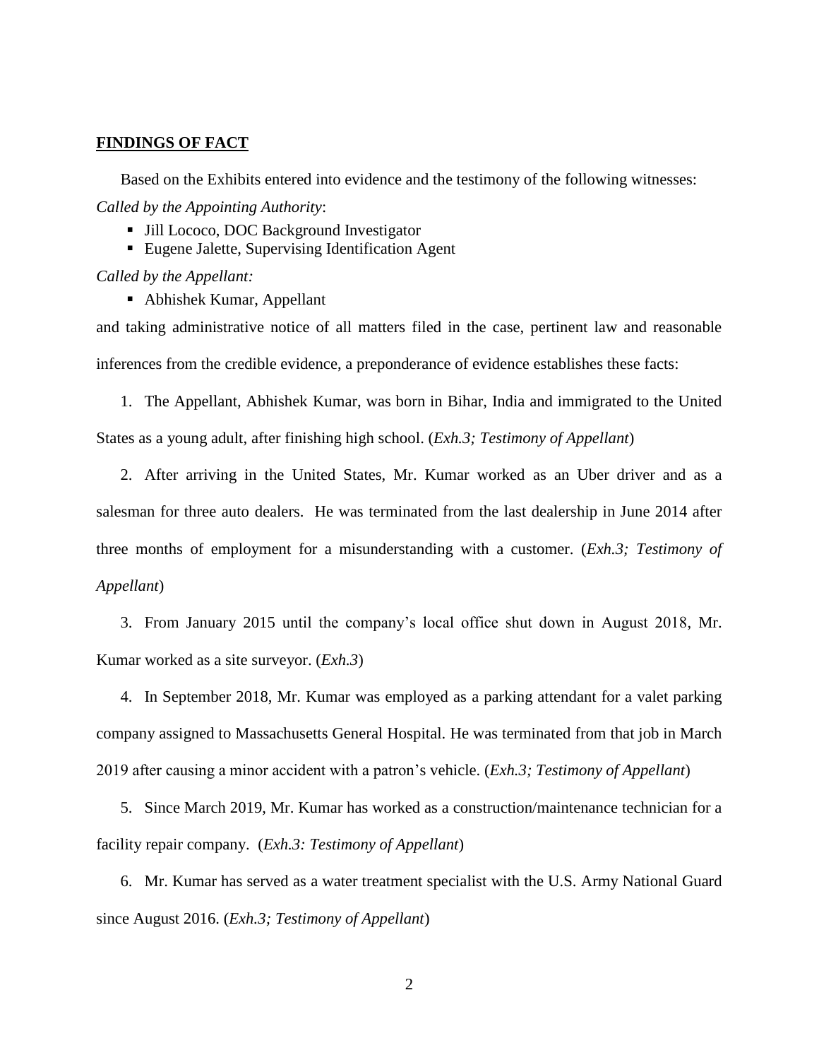**FINDINGS OF FACT**

Based on the Exhibits entered into evidence and the testimony of the following witnesses:

*Called by the Appointing Authority*:

- Jill Lococo, DOC Background Investigator
- Eugene Jalette, Supervising Identification Agent

*Called by the Appellant:*

- Abhishek Kumar, Appellant

and taking administrative notice of all matters filed in the case, pertinent law and reasonable inferences from the credible evidence, a preponderance of evidence establishes these facts:

1. The Appellant, Abhishek Kumar, was born in Bihar, India and immigrated to the United States as a young adult, after finishing high school. (*Exh.3; Testimony of Appellant*)

2. After arriving in the United States, Mr. Kumar worked as an Uber driver and as a salesman for three auto dealers. He was terminated from the last dealership in June 2014 after three months of employment for a misunderstanding with a customer. (*Exh.3; Testimony of Appellant*)

3. From January 2015 until the company's local office shut down in August 2018, Mr. Kumar worked as a site surveyor. (*Exh.3*)

4. In September 2018, Mr. Kumar was employed as a parking attendant for a valet parking company assigned to Massachusetts General Hospital. He was terminated from that job in March 2019 after causing a minor accident with a patron's vehicle. (*Exh.3; Testimony of Appellant*)

5. Since March 2019, Mr. Kumar has worked as a construction/maintenance technician for a facility repair company. (*Exh.3: Testimony of Appellant*)

6. Mr. Kumar has served as a water treatment specialist with the U.S. Army National Guard since August 2016. (*Exh.3; Testimony of Appellant*)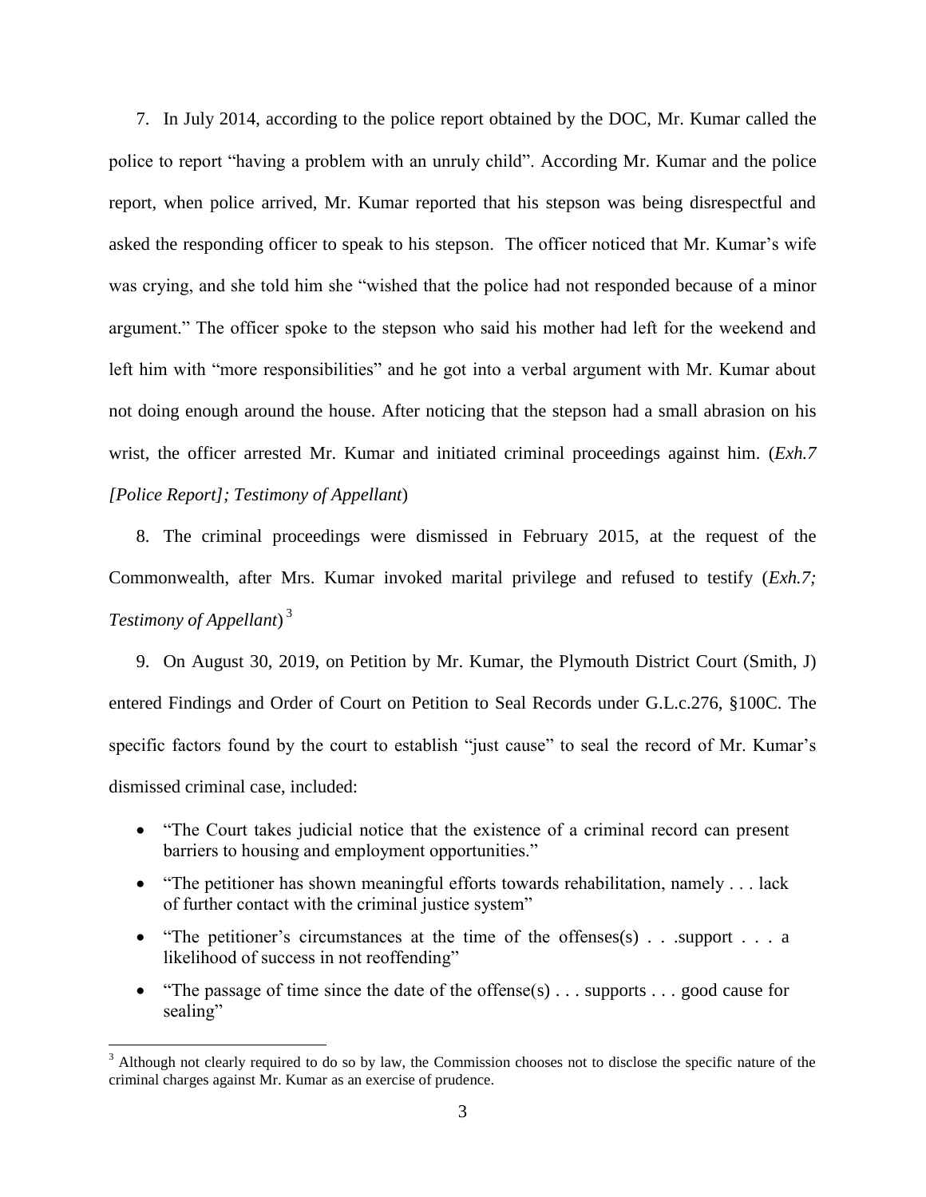7. In July 2014, according to the police report obtained by the DOC, Mr. Kumar called the police to report "having a problem with an unruly child". According Mr. Kumar and the police report, when police arrived, Mr. Kumar reported that his stepson was being disrespectful and asked the responding officer to speak to his stepson. The officer noticed that Mr. Kumar's wife was crying, and she told him she "wished that the police had not responded because of a minor argument." The officer spoke to the stepson who said his mother had left for the weekend and left him with "more responsibilities" and he got into a verbal argument with Mr. Kumar about not doing enough around the house. After noticing that the stepson had a small abrasion on his wrist, the officer arrested Mr. Kumar and initiated criminal proceedings against him. (*Exh.7 [Police Report]; Testimony of Appellant*)

8. The criminal proceedings were dismissed in February 2015, at the request of the Commonwealth, after Mrs. Kumar invoked marital privilege and refused to testify (*Exh.7; Testimony of Appellant*) [3]

9. On August 30, 2019, on Petition by Mr. Kumar, the Plymouth District Court (Smith, J) entered Findings and Order of Court on Petition to Seal Records under G.L.c.276, §100C. The specific factors found by the court to establish "just cause" to seal the record of Mr. Kumar's dismissed criminal case, included:

- "The Court takes judicial notice that the existence of a criminal record can present barriers to housing and employment opportunities."
- "The petitioner has shown meaningful efforts towards rehabilitation, namely . . . lack of further contact with the criminal justice system"
- "The petitioner's circumstances at the time of the offenses(s) . . .support . . . a likelihood of success in not reoffending"
- "The passage of time since the date of the offense(s) . . . supports . . . good cause for sealing"

[3] Although not clearly required to do so by law, the Commission chooses not to disclose the specific nature of the criminal charges against Mr. Kumar as an exercise of prudence.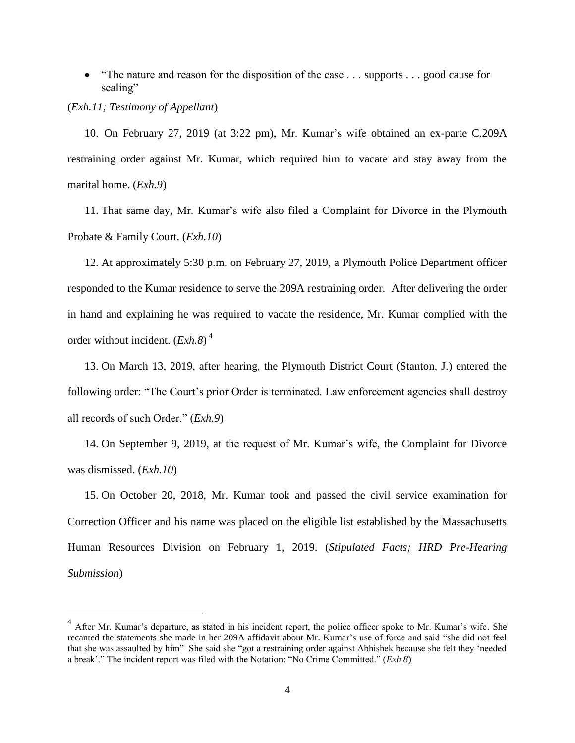- "The nature and reason for the disposition of the case . . . supports . . . good cause for sealing"

(*Exh.11; Testimony of Appellant*)

10. On February 27, 2019 (at 3:22 pm), Mr. Kumar's wife obtained an ex-parte C.209A restraining order against Mr. Kumar, which required him to vacate and stay away from the marital home. (*Exh.9*)

11. That same day, Mr. Kumar's wife also filed a Complaint for Divorce in the Plymouth Probate & Family Court. (*Exh.10*)

12. At approximately 5:30 p.m. on February 27, 2019, a Plymouth Police Department officer responded to the Kumar residence to serve the 209A restraining order. After delivering the order in hand and explaining he was required to vacate the residence, Mr. Kumar complied with the order without incident. (*Exh.8*)[4]

13. On March 13, 2019, after hearing, the Plymouth District Court (Stanton, J.) entered the following order: "The Court's prior Order is terminated. Law enforcement agencies shall destroy all records of such Order." (*Exh.9*)

14. On September 9, 2019, at the request of Mr. Kumar's wife, the Complaint for Divorce was dismissed. (*Exh.10*)

15. On October 20, 2018, Mr. Kumar took and passed the civil service examination for Correction Officer and his name was placed on the eligible list established by the Massachusetts Human Resources Division on February 1, 2019. (*Stipulated Facts; HRD Pre-Hearing Submission*)

---

[4] After Mr. Kumar's departure, as stated in his incident report, the police officer spoke to Mr. Kumar's wife. She recanted the statements she made in her 209A affidavit about Mr. Kumar's use of force and said "she did not feel that she was assaulted by him" She said she "got a restraining order against Abhishek because she felt they 'needed a break'." The incident report was filed with the Notation: "No Crime Committed." (*Exh.8*)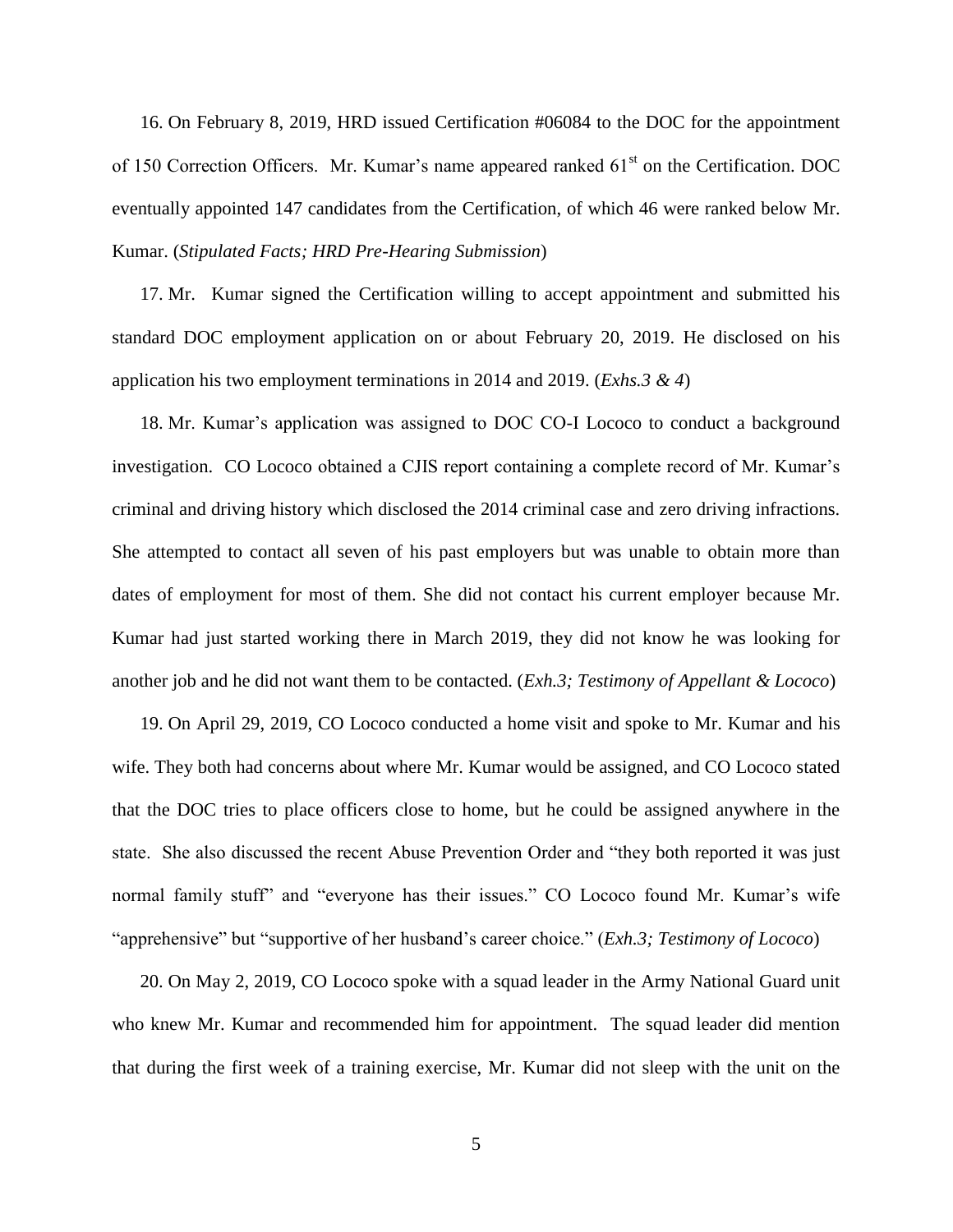16. On February 8, 2019, HRD issued Certification #06084 to the DOC for the appointment of 150 Correction Officers. Mr. Kumar's name appeared ranked 61st on the Certification. DOC eventually appointed 147 candidates from the Certification, of which 46 were ranked below Mr. Kumar. (*Stipulated Facts; HRD Pre-Hearing Submission*)

17. Mr. Kumar signed the Certification willing to accept appointment and submitted his standard DOC employment application on or about February 20, 2019. He disclosed on his application his two employment terminations in 2014 and 2019. (*Exhs.3 & 4*)

18. Mr. Kumar's application was assigned to DOC CO-I Lococo to conduct a background investigation. CO Lococo obtained a CJIS report containing a complete record of Mr. Kumar's criminal and driving history which disclosed the 2014 criminal case and zero driving infractions. She attempted to contact all seven of his past employers but was unable to obtain more than dates of employment for most of them. She did not contact his current employer because Mr. Kumar had just started working there in March 2019, they did not know he was looking for another job and he did not want them to be contacted. (*Exh.3; Testimony of Appellant & Lococo*)

19. On April 29, 2019, CO Lococo conducted a home visit and spoke to Mr. Kumar and his wife. They both had concerns about where Mr. Kumar would be assigned, and CO Lococo stated that the DOC tries to place officers close to home, but he could be assigned anywhere in the state. She also discussed the recent Abuse Prevention Order and "they both reported it was just normal family stuff" and "everyone has their issues." CO Lococo found Mr. Kumar's wife "apprehensive" but "supportive of her husband's career choice." (*Exh.3; Testimony of Lococo*)

20. On May 2, 2019, CO Lococo spoke with a squad leader in the Army National Guard unit who knew Mr. Kumar and recommended him for appointment. The squad leader did mention that during the first week of a training exercise, Mr. Kumar did not sleep with the unit on the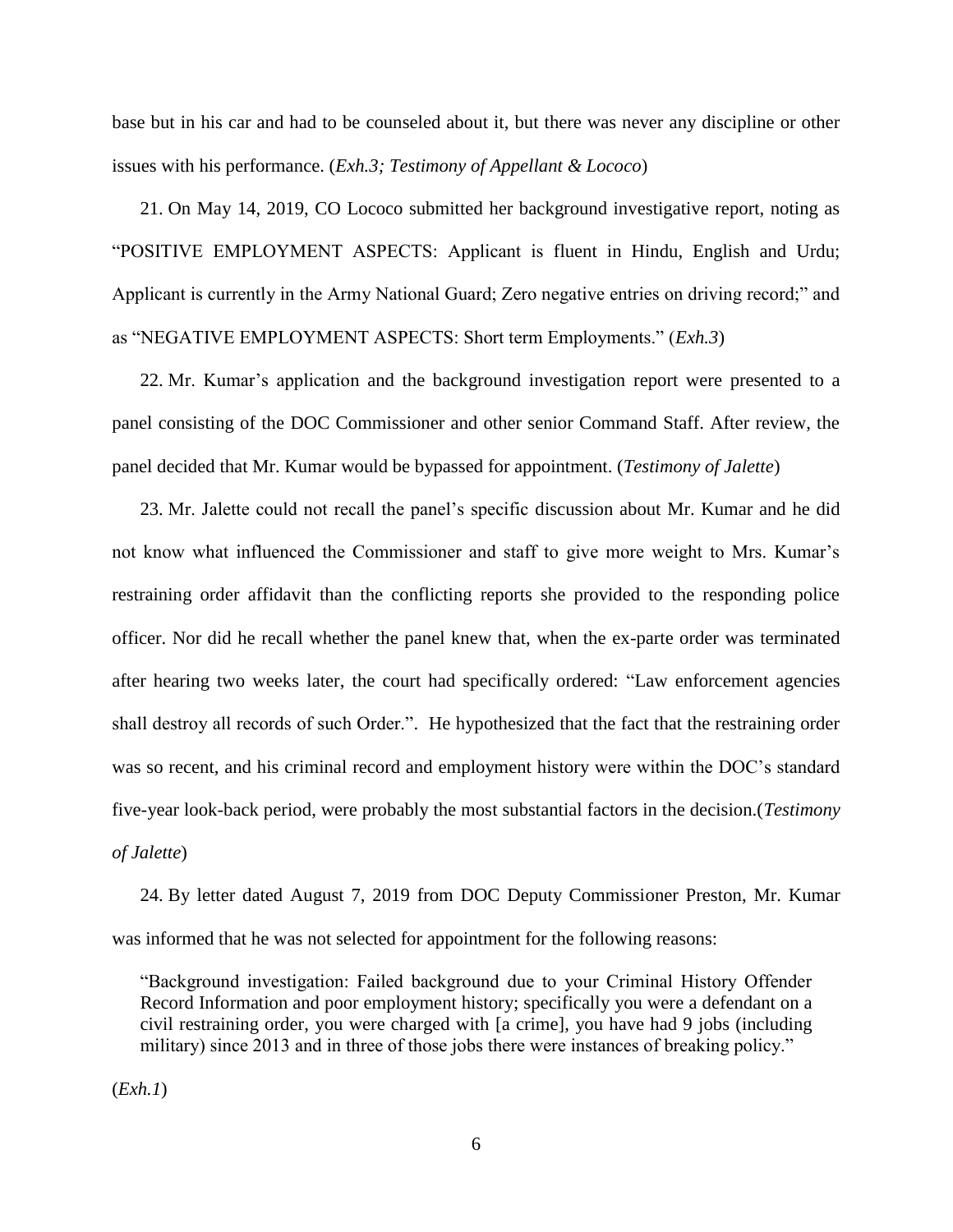base but in his car and had to be counseled about it, but there was never any discipline or other issues with his performance. (*Exh.3; Testimony of Appellant & Lococo*)

21. On May 14, 2019, CO Lococo submitted her background investigative report, noting as "POSITIVE EMPLOYMENT ASPECTS: Applicant is fluent in Hindu, English and Urdu; Applicant is currently in the Army National Guard; Zero negative entries on driving record;" and as "NEGATIVE EMPLOYMENT ASPECTS: Short term Employments." (*Exh.3*)

22. Mr. Kumar's application and the background investigation report were presented to a panel consisting of the DOC Commissioner and other senior Command Staff. After review, the panel decided that Mr. Kumar would be bypassed for appointment. (*Testimony of Jalette*)

23. Mr. Jalette could not recall the panel's specific discussion about Mr. Kumar and he did not know what influenced the Commissioner and staff to give more weight to Mrs. Kumar's restraining order affidavit than the conflicting reports she provided to the responding police officer. Nor did he recall whether the panel knew that, when the ex-parte order was terminated after hearing two weeks later, the court had specifically ordered: "Law enforcement agencies shall destroy all records of such Order.". He hypothesized that the fact that the restraining order was so recent, and his criminal record and employment history were within the DOC's standard five-year look-back period, were probably the most substantial factors in the decision.(*Testimony of Jalette*)

24. By letter dated August 7, 2019 from DOC Deputy Commissioner Preston, Mr. Kumar was informed that he was not selected for appointment for the following reasons:

> "Background investigation: Failed background due to your Criminal History Offender Record Information and poor employment history; specifically you were a defendant on a civil restraining order, you were charged with [a crime], you have had 9 jobs (including military) since 2013 and in three of those jobs there were instances of breaking policy."

(*Exh.1*)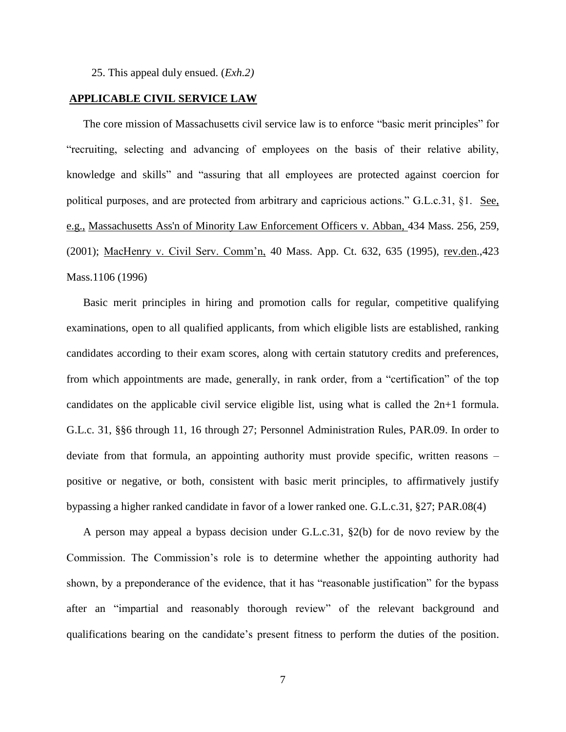25. This appeal duly ensued. (*Exh.2)*

## APPLICABLE CIVIL SERVICE LAW

The core mission of Massachusetts civil service law is to enforce "basic merit principles" for "recruiting, selecting and advancing of employees on the basis of their relative ability, knowledge and skills" and "assuring that all employees are protected against coercion for political purposes, and are protected from arbitrary and capricious actions." G.L.c.31, §1. See, e.g., Massachusetts Ass'n of Minority Law Enforcement Officers v. Abban, 434 Mass. 256, 259, (2001); MacHenry v. Civil Serv. Comm'n, 40 Mass. App. Ct. 632, 635 (1995), rev.den.,423 Mass.1106 (1996)

Basic merit principles in hiring and promotion calls for regular, competitive qualifying examinations, open to all qualified applicants, from which eligible lists are established, ranking candidates according to their exam scores, along with certain statutory credits and preferences, from which appointments are made, generally, in rank order, from a "certification" of the top candidates on the applicable civil service eligible list, using what is called the 2n+1 formula. G.L.c. 31, §§6 through 11, 16 through 27; Personnel Administration Rules, PAR.09. In order to deviate from that formula, an appointing authority must provide specific, written reasons – positive or negative, or both, consistent with basic merit principles, to affirmatively justify bypassing a higher ranked candidate in favor of a lower ranked one. G.L.c.31, §27; PAR.08(4)

A person may appeal a bypass decision under G.L.c.31, §2(b) for de novo review by the Commission. The Commission's role is to determine whether the appointing authority had shown, by a preponderance of the evidence, that it has "reasonable justification" for the bypass after an "impartial and reasonably thorough review" of the relevant background and qualifications bearing on the candidate's present fitness to perform the duties of the position.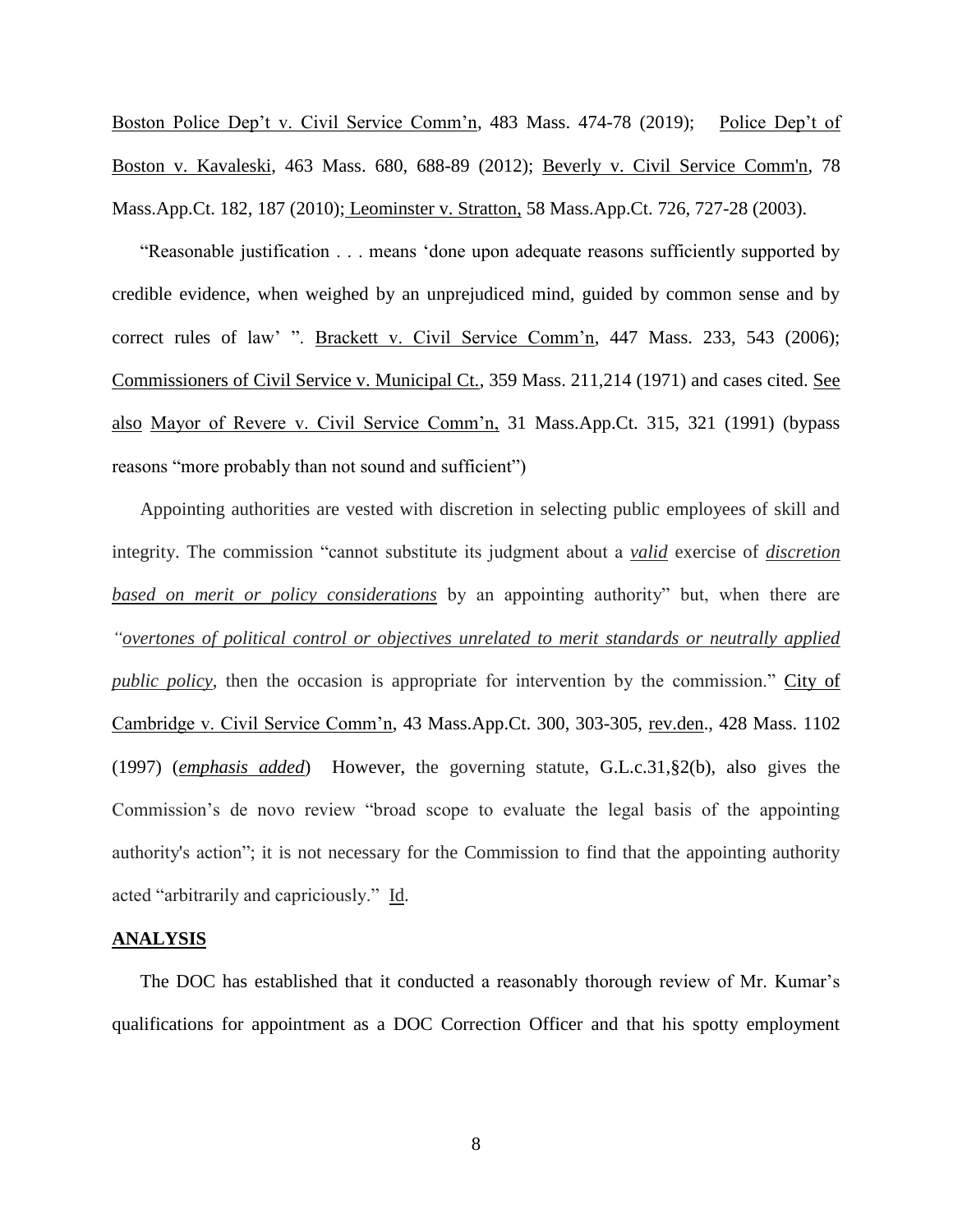Boston Police Dep't v. Civil Service Comm'n, 483 Mass. 474-78 (2019); Police Dep't of Boston v. Kavaleski, 463 Mass. 680, 688-89 (2012); Beverly v. Civil Service Comm'n, 78 Mass.App.Ct. 182, 187 (2010); Leominster v. Stratton, 58 Mass.App.Ct. 726, 727-28 (2003).

"Reasonable justification . . . means 'done upon adequate reasons sufficiently supported by credible evidence, when weighed by an unprejudiced mind, guided by common sense and by correct rules of law' ". Brackett v. Civil Service Comm'n, 447 Mass. 233, 543 (2006); Commissioners of Civil Service v. Municipal Ct., 359 Mass. 211,214 (1971) and cases cited. See also Mayor of Revere v. Civil Service Comm'n, 31 Mass.App.Ct. 315, 321 (1991) (bypass reasons "more probably than not sound and sufficient")

Appointing authorities are vested with discretion in selecting public employees of skill and integrity. The commission "cannot substitute its judgment about a ***valid*** exercise of ***discretion based on merit or policy considerations*** by an appointing authority" but, when there are *"overtones of political control or objectives unrelated to merit standards or neutrally applied public policy*, then the occasion is appropriate for intervention by the commission." City of Cambridge v. Civil Service Comm'n, 43 Mass.App.Ct. 300, 303-305, rev.den., 428 Mass. 1102 (1997) (***emphasis added***) However, the governing statute, G.L.c.31,§2(b), also gives the Commission's de novo review "broad scope to evaluate the legal basis of the appointing authority's action"; it is not necessary for the Commission to find that the appointing authority acted "arbitrarily and capriciously." Id.

## ANALYSIS

The DOC has established that it conducted a reasonably thorough review of Mr. Kumar's qualifications for appointment as a DOC Correction Officer and that his spotty employment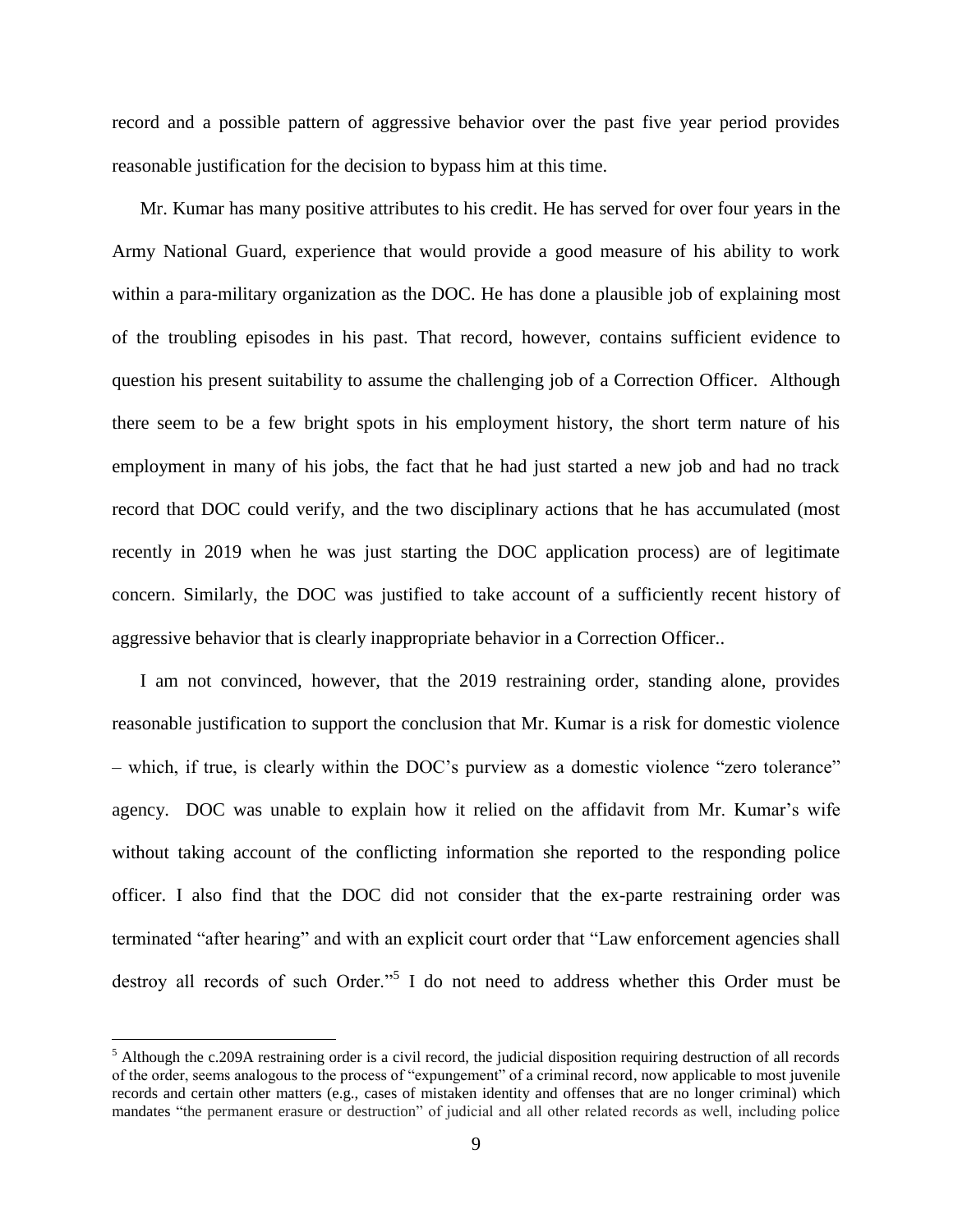record and a possible pattern of aggressive behavior over the past five year period provides reasonable justification for the decision to bypass him at this time.

Mr. Kumar has many positive attributes to his credit. He has served for over four years in the Army National Guard, experience that would provide a good measure of his ability to work within a para-military organization as the DOC. He has done a plausible job of explaining most of the troubling episodes in his past. That record, however, contains sufficient evidence to question his present suitability to assume the challenging job of a Correction Officer. Although there seem to be a few bright spots in his employment history, the short term nature of his employment in many of his jobs, the fact that he had just started a new job and had no track record that DOC could verify, and the two disciplinary actions that he has accumulated (most recently in 2019 when he was just starting the DOC application process) are of legitimate concern. Similarly, the DOC was justified to take account of a sufficiently recent history of aggressive behavior that is clearly inappropriate behavior in a Correction Officer..

I am not convinced, however, that the 2019 restraining order, standing alone, provides reasonable justification to support the conclusion that Mr. Kumar is a risk for domestic violence – which, if true, is clearly within the DOC's purview as a domestic violence "zero tolerance" agency. DOC was unable to explain how it relied on the affidavit from Mr. Kumar's wife without taking account of the conflicting information she reported to the responding police officer. I also find that the DOC did not consider that the ex-parte restraining order was terminated "after hearing" and with an explicit court order that "Law enforcement agencies shall destroy all records of such Order."[5] I do not need to address whether this Order must be

[5] Although the c.209A restraining order is a civil record, the judicial disposition requiring destruction of all records of the order, seems analogous to the process of "expungement" of a criminal record, now applicable to most juvenile records and certain other matters (e.g., cases of mistaken identity and offenses that are no longer criminal) which mandates "the permanent erasure or destruction" of judicial and all other related records as well, including police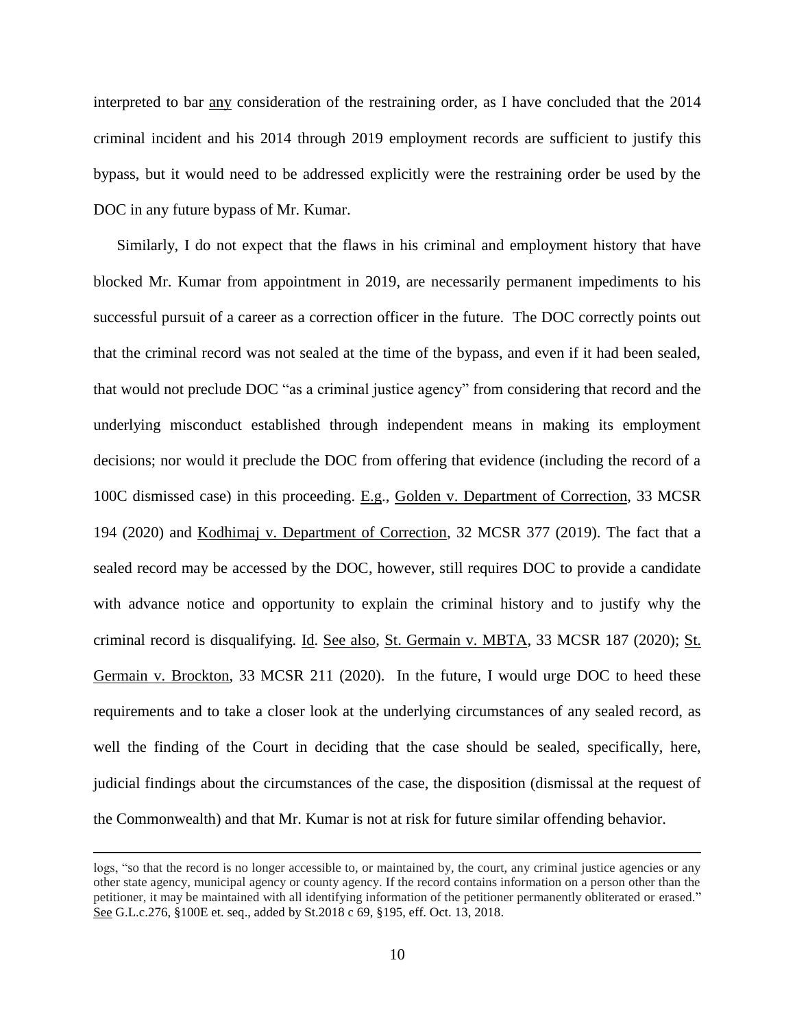interpreted to bar any consideration of the restraining order, as I have concluded that the 2014 criminal incident and his 2014 through 2019 employment records are sufficient to justify this bypass, but it would need to be addressed explicitly were the restraining order be used by the DOC in any future bypass of Mr. Kumar.

Similarly, I do not expect that the flaws in his criminal and employment history that have blocked Mr. Kumar from appointment in 2019, are necessarily permanent impediments to his successful pursuit of a career as a correction officer in the future. The DOC correctly points out that the criminal record was not sealed at the time of the bypass, and even if it had been sealed, that would not preclude DOC "as a criminal justice agency" from considering that record and the underlying misconduct established through independent means in making its employment decisions; nor would it preclude the DOC from offering that evidence (including the record of a 100C dismissed case) in this proceeding. E.g., Golden v. Department of Correction, 33 MCSR 194 (2020) and Kodhimaj v. Department of Correction, 32 MCSR 377 (2019). The fact that a sealed record may be accessed by the DOC, however, still requires DOC to provide a candidate with advance notice and opportunity to explain the criminal history and to justify why the criminal record is disqualifying. Id. See also, St. Germain v. MBTA, 33 MCSR 187 (2020); St. Germain v. Brockton, 33 MCSR 211 (2020). In the future, I would urge DOC to heed these requirements and to take a closer look at the underlying circumstances of any sealed record, as well the finding of the Court in deciding that the case should be sealed, specifically, here, judicial findings about the circumstances of the case, the disposition (dismissal at the request of the Commonwealth) and that Mr. Kumar is not at risk for future similar offending behavior.

---

logs, "so that the record is no longer accessible to, or maintained by, the court, any criminal justice agencies or any other state agency, municipal agency or county agency. If the record contains information on a person other than the petitioner, it may be maintained with all identifying information of the petitioner permanently obliterated or erased." See G.L.c.276, §100E et. seq., added by St.2018 c 69, §195, eff. Oct. 13, 2018.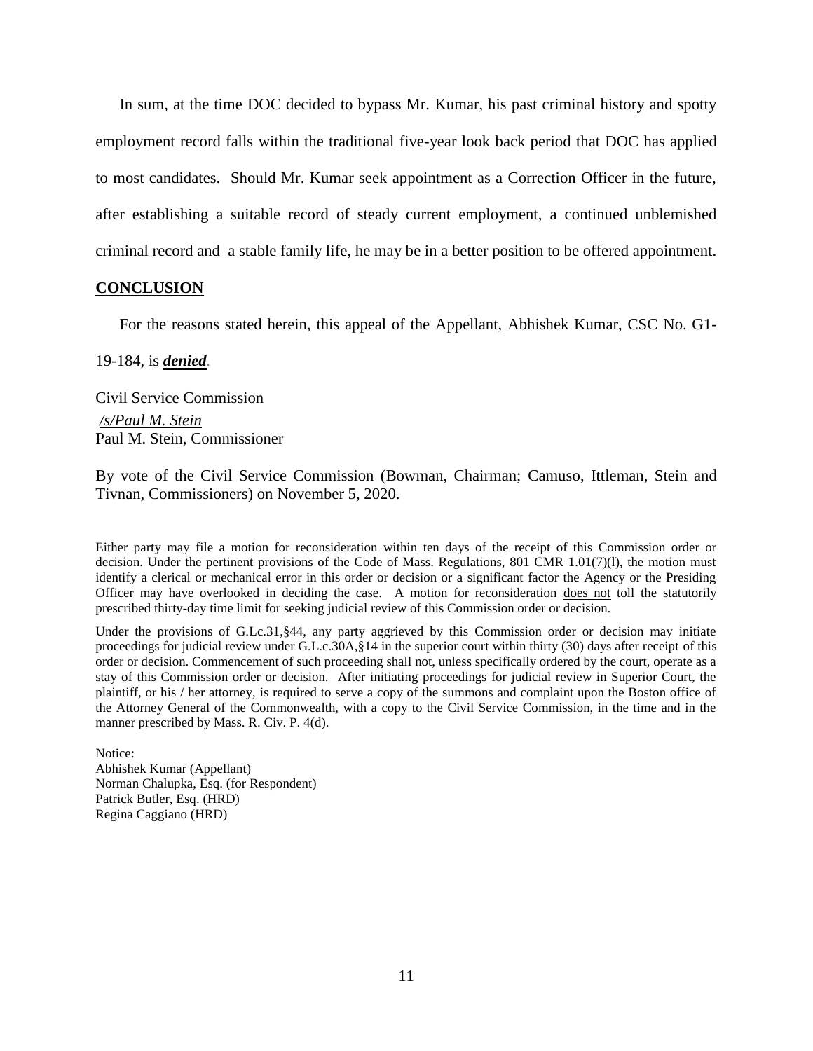In sum, at the time DOC decided to bypass Mr. Kumar, his past criminal history and spotty employment record falls within the traditional five-year look back period that DOC has applied to most candidates. Should Mr. Kumar seek appointment as a Correction Officer in the future, after establishing a suitable record of steady current employment, a continued unblemished criminal record and a stable family life, he may be in a better position to be offered appointment.

## CONCLUSION

For the reasons stated herein, this appeal of the Appellant, Abhishek Kumar, CSC No. G1-19-184, is ***denied***.

Civil Service Commission

*/s/Paul M. Stein*

Paul M. Stein, Commissioner

By vote of the Civil Service Commission (Bowman, Chairman; Camuso, Ittleman, Stein and Tivnan, Commissioners) on November 5, 2020.

Either party may file a motion for reconsideration within ten days of the receipt of this Commission order or decision. Under the pertinent provisions of the Code of Mass. Regulations, 801 CMR 1.01(7)(l), the motion must identify a clerical or mechanical error in this order or decision or a significant factor the Agency or the Presiding Officer may have overlooked in deciding the case. A motion for reconsideration does not toll the statutorily prescribed thirty-day time limit for seeking judicial review of this Commission order or decision.

Under the provisions of G.Lc.31,§44, any party aggrieved by this Commission order or decision may initiate proceedings for judicial review under G.L.c.30A,§14 in the superior court within thirty (30) days after receipt of this order or decision. Commencement of such proceeding shall not, unless specifically ordered by the court, operate as a stay of this Commission order or decision. After initiating proceedings for judicial review in Superior Court, the plaintiff, or his / her attorney, is required to serve a copy of the summons and complaint upon the Boston office of the Attorney General of the Commonwealth, with a copy to the Civil Service Commission, in the time and in the manner prescribed by Mass. R. Civ. P. 4(d).

Notice:
Abhishek Kumar (Appellant)
Norman Chalupka, Esq. (for Respondent)
Patrick Butler, Esq. (HRD)
Regina Caggiano (HRD)